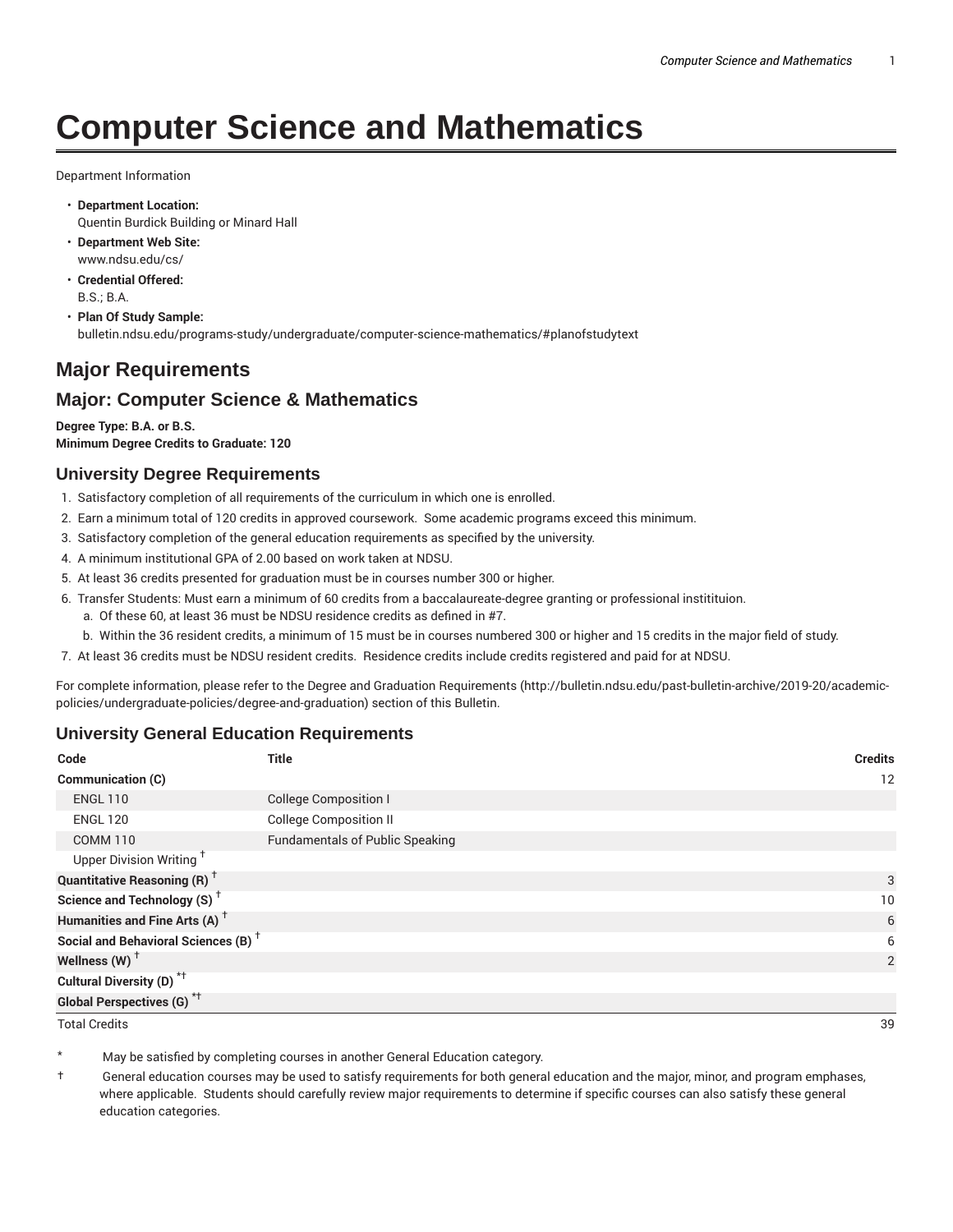# Computer Science and Mathematics

Department Information

- **Department Location:**
  Quentin Burdick Building or Minard Hall
- **Department Web Site:**
  www.ndsu.edu/cs/
- **Credential Offered:**
  B.S.; B.A.
- **Plan Of Study Sample:**
  bulletin.ndsu.edu/programs-study/undergraduate/computer-science-mathematics/#planofstudytext

## Major Requirements

## Major: Computer Science & Mathematics

**Degree Type: B.A. or B.S.**
**Minimum Degree Credits to Graduate: 120**

### University Degree Requirements

1. Satisfactory completion of all requirements of the curriculum in which one is enrolled.
2. Earn a minimum total of 120 credits in approved coursework. Some academic programs exceed this minimum.
3. Satisfactory completion of the general education requirements as specified by the university.
4. A minimum institutional GPA of 2.00 based on work taken at NDSU.
5. At least 36 credits presented for graduation must be in courses number 300 or higher.
6. Transfer Students: Must earn a minimum of 60 credits from a baccalaureate-degree granting or professional instititutuion.
   a. Of these 60, at least 36 must be NDSU residence credits as defined in #7.
   b. Within the 36 resident credits, a minimum of 15 must be in courses numbered 300 or higher and 15 credits in the major field of study.
7. At least 36 credits must be NDSU resident credits. Residence credits include credits registered and paid for at NDSU.

For complete information, please refer to the Degree and Graduation Requirements (http://bulletin.ndsu.edu/past-bulletin-archive/2019-20/academic-policies/undergraduate-policies/degree-and-graduation) section of this Bulletin.

### University General Education Requirements

| Code | Title | Credits |
|---|---|---|
| **Communication (C)** | | 12 |
| ENGL 110 | College Composition I | |
| ENGL 120 | College Composition II | |
| COMM 110 | Fundamentals of Public Speaking | |
| Upper Division Writing † | | |
| **Quantitative Reasoning (R) †** | | 3 |
| **Science and Technology (S) †** | | 10 |
| **Humanities and Fine Arts (A) †** | | 6 |
| **Social and Behavioral Sciences (B) †** | | 6 |
| **Wellness (W) †** | | 2 |
| **Cultural Diversity (D) *†** | | |
| **Global Perspectives (G) *†** | | |
| Total Credits | | 39 |

\* May be satisfied by completing courses in another General Education category.

† General education courses may be used to satisfy requirements for both general education and the major, minor, and program emphases, where applicable. Students should carefully review major requirements to determine if specific courses can also satisfy these general education categories.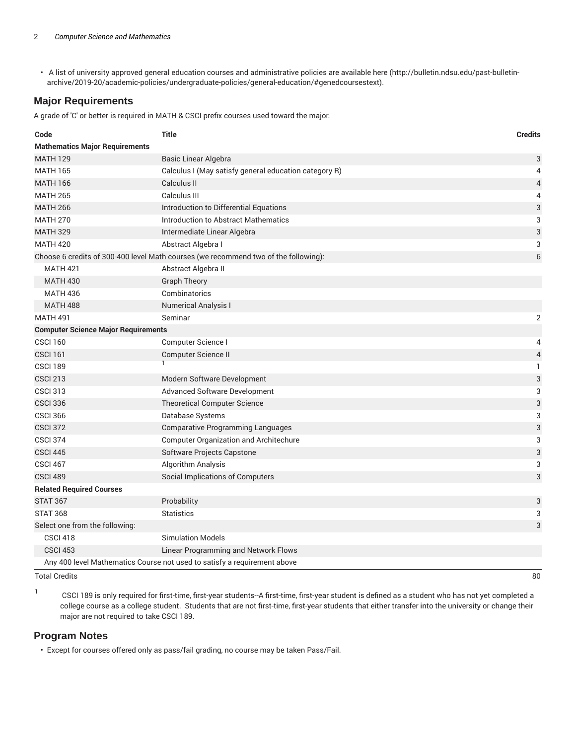- A list of university approved general education courses and administrative policies are available here (http://bulletin.ndsu.edu/past-bulletin-archive/2019-20/academic-policies/undergraduate-policies/general-education/#genedcoursestext).

## Major Requirements

A grade of 'C' or better is required in MATH & CSCI prefix courses used toward the major.

| Code | Title | Credits |
|---|---|---|
| **Mathematics Major Requirements** | | |
| MATH 129 | Basic Linear Algebra | 3 |
| MATH 165 | Calculus I (May satisfy general education category R) | 4 |
| MATH 166 | Calculus II | 4 |
| MATH 265 | Calculus III | 4 |
| MATH 266 | Introduction to Differential Equations | 3 |
| MATH 270 | Introduction to Abstract Mathematics | 3 |
| MATH 329 | Intermediate Linear Algebra | 3 |
| MATH 420 | Abstract Algebra I | 3 |
| Choose 6 credits of 300-400 level Math courses (we recommend two of the following): | | 6 |
| MATH 421 | Abstract Algebra II | |
| MATH 430 | Graph Theory | |
| MATH 436 | Combinatorics | |
| MATH 488 | Numerical Analysis I | |
| MATH 491 | Seminar | 2 |
| **Computer Science Major Requirements** | | |
| CSCI 160 | Computer Science I | 4 |
| CSCI 161 | Computer Science II | 4 |
| CSCI 189 | [1] | 1 |
| CSCI 213 | Modern Software Development | 3 |
| CSCI 313 | Advanced Software Development | 3 |
| CSCI 336 | Theoretical Computer Science | 3 |
| CSCI 366 | Database Systems | 3 |
| CSCI 372 | Comparative Programming Languages | 3 |
| CSCI 374 | Computer Organization and Architechure | 3 |
| CSCI 445 | Software Projects Capstone | 3 |
| CSCI 467 | Algorithm Analysis | 3 |
| CSCI 489 | Social Implications of Computers | 3 |
| **Related Required Courses** | | |
| STAT 367 | Probability | 3 |
| STAT 368 | Statistics | 3 |
| Select one from the following: | | 3 |
| CSCI 418 | Simulation Models | |
| CSCI 453 | Linear Programming and Network Flows | |
| Any 400 level Mathematics Course not used to satisfy a requirement above | | |
| Total Credits | | 80 |

[1] CSCI 189 is only required for first-time, first-year students--A first-time, first-year student is defined as a student who has not yet completed a college course as a college student. Students that are not first-time, first-year students that either transfer into the university or change their major are not required to take CSCI 189.

## Program Notes

- Except for courses offered only as pass/fail grading, no course may be taken Pass/Fail.